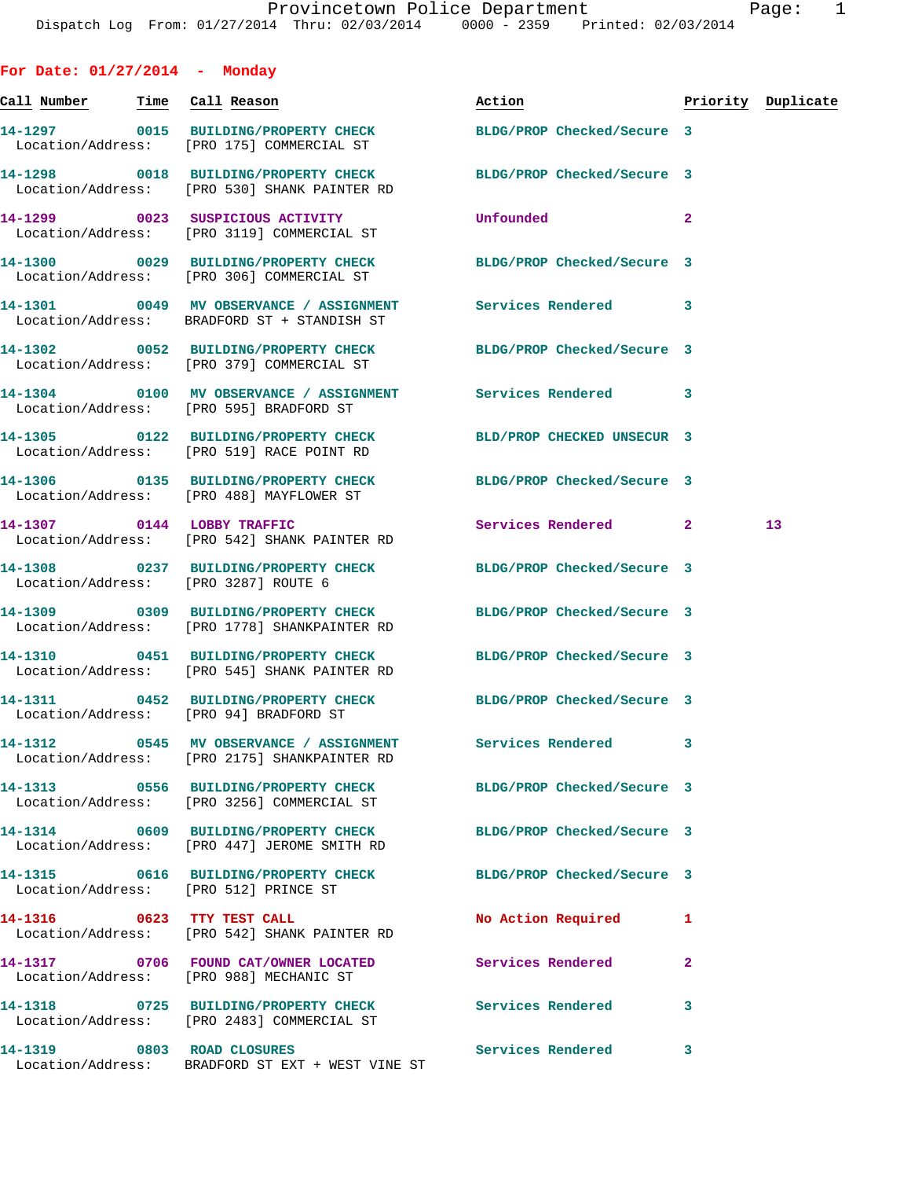Provincetown Police Department
Dispatch Log From: 01/27/2014 Thru: 02/03/2014 0000 - 2359 Printed: 02/03/2014

## For Date: 01/27/2014 - Monday

| Call Number | Time | Call Reason | Action | Priority | Duplicate |
|---|---|---|---|---|---|
| 14-1297 | 0015 | BUILDING/PROPERTY CHECK | BLDG/PROP Checked/Secure | 3 | |
| Location/Address: | | [PRO 175] COMMERCIAL ST | | | |
| 14-1298 | 0018 | BUILDING/PROPERTY CHECK | BLDG/PROP Checked/Secure | 3 | |
| Location/Address: | | [PRO 530] SHANK PAINTER RD | | | |
| 14-1299 | 0023 | SUSPICIOUS ACTIVITY | Unfounded | 2 | |
| Location/Address: | | [PRO 3119] COMMERCIAL ST | | | |
| 14-1300 | 0029 | BUILDING/PROPERTY CHECK | BLDG/PROP Checked/Secure | 3 | |
| Location/Address: | | [PRO 306] COMMERCIAL ST | | | |
| 14-1301 | 0049 | MV OBSERVANCE / ASSIGNMENT | Services Rendered | 3 | |
| Location/Address: | | BRADFORD ST + STANDISH ST | | | |
| 14-1302 | 0052 | BUILDING/PROPERTY CHECK | BLDG/PROP Checked/Secure | 3 | |
| Location/Address: | | [PRO 379] COMMERCIAL ST | | | |
| 14-1304 | 0100 | MV OBSERVANCE / ASSIGNMENT | Services Rendered | 3 | |
| Location/Address: | | [PRO 595] BRADFORD ST | | | |
| 14-1305 | 0122 | BUILDING/PROPERTY CHECK | BLD/PROP CHECKED UNSECUR | 3 | |
| Location/Address: | | [PRO 519] RACE POINT RD | | | |
| 14-1306 | 0135 | BUILDING/PROPERTY CHECK | BLDG/PROP Checked/Secure | 3 | |
| Location/Address: | | [PRO 488] MAYFLOWER ST | | | |
| 14-1307 | 0144 | LOBBY TRAFFIC | Services Rendered | 2 | 13 |
| Location/Address: | | [PRO 542] SHANK PAINTER RD | | | |
| 14-1308 | 0237 | BUILDING/PROPERTY CHECK | BLDG/PROP Checked/Secure | 3 | |
| Location/Address: | | [PRO 3287] ROUTE 6 | | | |
| 14-1309 | 0309 | BUILDING/PROPERTY CHECK | BLDG/PROP Checked/Secure | 3 | |
| Location/Address: | | [PRO 1778] SHANKPAINTER RD | | | |
| 14-1310 | 0451 | BUILDING/PROPERTY CHECK | BLDG/PROP Checked/Secure | 3 | |
| Location/Address: | | [PRO 545] SHANK PAINTER RD | | | |
| 14-1311 | 0452 | BUILDING/PROPERTY CHECK | BLDG/PROP Checked/Secure | 3 | |
| Location/Address: | | [PRO 94] BRADFORD ST | | | |
| 14-1312 | 0545 | MV OBSERVANCE / ASSIGNMENT | Services Rendered | 3 | |
| Location/Address: | | [PRO 2175] SHANKPAINTER RD | | | |
| 14-1313 | 0556 | BUILDING/PROPERTY CHECK | BLDG/PROP Checked/Secure | 3 | |
| Location/Address: | | [PRO 3256] COMMERCIAL ST | | | |
| 14-1314 | 0609 | BUILDING/PROPERTY CHECK | BLDG/PROP Checked/Secure | 3 | |
| Location/Address: | | [PRO 447] JEROME SMITH RD | | | |
| 14-1315 | 0616 | BUILDING/PROPERTY CHECK | BLDG/PROP Checked/Secure | 3 | |
| Location/Address: | | [PRO 512] PRINCE ST | | | |
| 14-1316 | 0623 | TTY TEST CALL | No Action Required | 1 | |
| Location/Address: | | [PRO 542] SHANK PAINTER RD | | | |
| 14-1317 | 0706 | FOUND CAT/OWNER LOCATED | Services Rendered | 2 | |
| Location/Address: | | [PRO 988] MECHANIC ST | | | |
| 14-1318 | 0725 | BUILDING/PROPERTY CHECK | Services Rendered | 3 | |
| Location/Address: | | [PRO 2483] COMMERCIAL ST | | | |
| 14-1319 | 0803 | ROAD CLOSURES | Services Rendered | 3 | |
| Location/Address: | | BRADFORD ST EXT + WEST VINE ST | | | |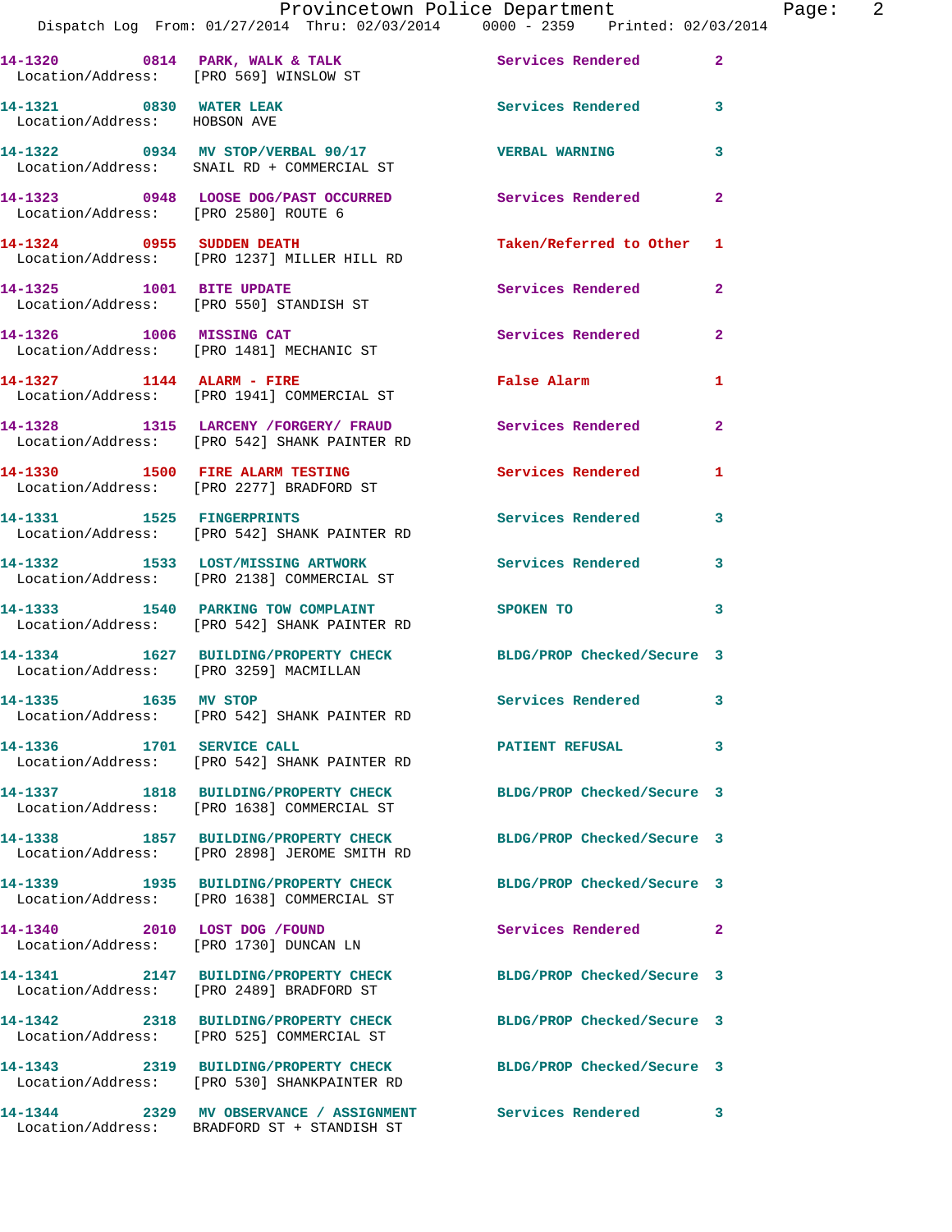14-1320 0814 PARK, WALK & TALK Services Rendered 2
Location/Address: [PRO 569] WINSLOW ST

14-1321 0830 WATER LEAK Services Rendered 3
Location/Address: HOBSON AVE

14-1322 0934 MV STOP/VERBAL 90/17 VERBAL WARNING 3
Location/Address: SNAIL RD + COMMERCIAL ST

14-1323 0948 LOOSE DOG/PAST OCCURRED Services Rendered 2
Location/Address: [PRO 2580] ROUTE 6

14-1324 0955 SUDDEN DEATH Taken/Referred to Other 1
Location/Address: [PRO 1237] MILLER HILL RD

14-1325 1001 BITE UPDATE Services Rendered 2
Location/Address: [PRO 550] STANDISH ST

14-1326 1006 MISSING CAT Services Rendered 2
Location/Address: [PRO 1481] MECHANIC ST

14-1327 1144 ALARM - FIRE False Alarm 1
Location/Address: [PRO 1941] COMMERCIAL ST

14-1328 1315 LARCENY /FORGERY/ FRAUD Services Rendered 2
Location/Address: [PRO 542] SHANK PAINTER RD

14-1330 1500 FIRE ALARM TESTING Services Rendered 1
Location/Address: [PRO 2277] BRADFORD ST

14-1331 1525 FINGERPRINTS Services Rendered 3
Location/Address: [PRO 542] SHANK PAINTER RD

14-1332 1533 LOST/MISSING ARTWORK Services Rendered 3
Location/Address: [PRO 2138] COMMERCIAL ST

14-1333 1540 PARKING TOW COMPLAINT SPOKEN TO 3
Location/Address: [PRO 542] SHANK PAINTER RD

14-1334 1627 BUILDING/PROPERTY CHECK BLDG/PROP Checked/Secure 3
Location/Address: [PRO 3259] MACMILLAN

14-1335 1635 MV STOP Services Rendered 3
Location/Address: [PRO 542] SHANK PAINTER RD

14-1336 1701 SERVICE CALL PATIENT REFUSAL 3
Location/Address: [PRO 542] SHANK PAINTER RD

14-1337 1818 BUILDING/PROPERTY CHECK BLDG/PROP Checked/Secure 3
Location/Address: [PRO 1638] COMMERCIAL ST

14-1338 1857 BUILDING/PROPERTY CHECK BLDG/PROP Checked/Secure 3
Location/Address: [PRO 2898] JEROME SMITH RD

14-1339 1935 BUILDING/PROPERTY CHECK BLDG/PROP Checked/Secure 3
Location/Address: [PRO 1638] COMMERCIAL ST

14-1340 2010 LOST DOG /FOUND Services Rendered 2
Location/Address: [PRO 1730] DUNCAN LN

14-1341 2147 BUILDING/PROPERTY CHECK BLDG/PROP Checked/Secure 3
Location/Address: [PRO 2489] BRADFORD ST

14-1342 2318 BUILDING/PROPERTY CHECK BLDG/PROP Checked/Secure 3
Location/Address: [PRO 525] COMMERCIAL ST

14-1343 2319 BUILDING/PROPERTY CHECK BLDG/PROP Checked/Secure 3
Location/Address: [PRO 530] SHANKPAINTER RD

14-1344 2329 MV OBSERVANCE / ASSIGNMENT Services Rendered 3
Location/Address: BRADFORD ST + STANDISH ST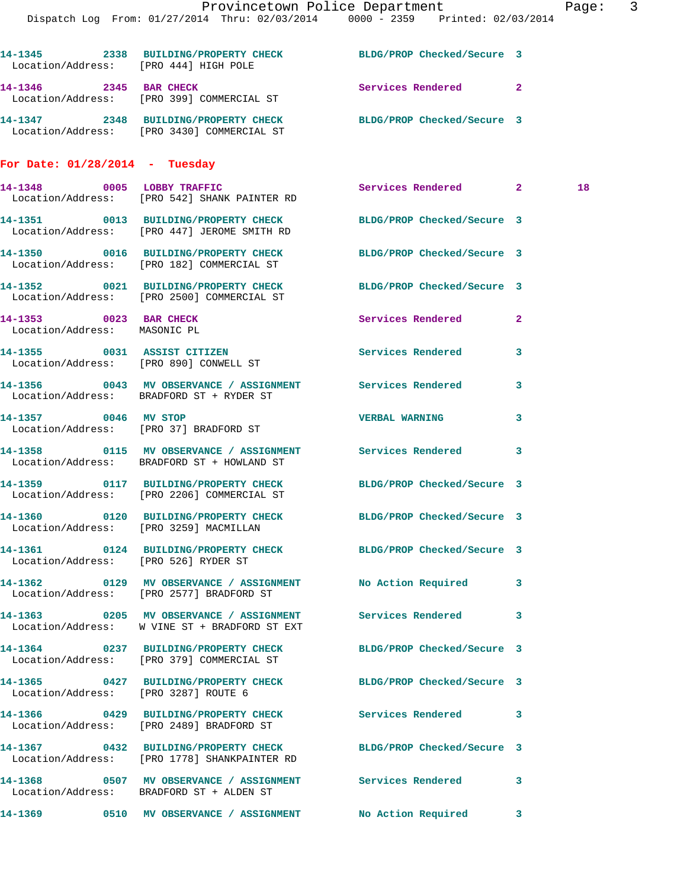14-1345 2338 BUILDING/PROPERTY CHECK BLDG/PROP Checked/Secure 3
Location/Address: [PRO 444] HIGH POLE

14-1346 2345 BAR CHECK Services Rendered 2
Location/Address: [PRO 399] COMMERCIAL ST

14-1347 2348 BUILDING/PROPERTY CHECK BLDG/PROP Checked/Secure 3
Location/Address: [PRO 3430] COMMERCIAL ST

## For Date: 01/28/2014 - Tuesday

14-1348 0005 LOBBY TRAFFIC Services Rendered 2 18
Location/Address: [PRO 542] SHANK PAINTER RD

14-1351 0013 BUILDING/PROPERTY CHECK BLDG/PROP Checked/Secure 3
Location/Address: [PRO 447] JEROME SMITH RD

14-1350 0016 BUILDING/PROPERTY CHECK BLDG/PROP Checked/Secure 3
Location/Address: [PRO 182] COMMERCIAL ST

14-1352 0021 BUILDING/PROPERTY CHECK BLDG/PROP Checked/Secure 3
Location/Address: [PRO 2500] COMMERCIAL ST

14-1353 0023 BAR CHECK Services Rendered 2
Location/Address: MASONIC PL

14-1355 0031 ASSIST CITIZEN Services Rendered 3
Location/Address: [PRO 890] CONWELL ST

14-1356 0043 MV OBSERVANCE / ASSIGNMENT Services Rendered 3
Location/Address: BRADFORD ST + RYDER ST

14-1357 0046 MV STOP VERBAL WARNING 3
Location/Address: [PRO 37] BRADFORD ST

14-1358 0115 MV OBSERVANCE / ASSIGNMENT Services Rendered 3
Location/Address: BRADFORD ST + HOWLAND ST

14-1359 0117 BUILDING/PROPERTY CHECK BLDG/PROP Checked/Secure 3
Location/Address: [PRO 2206] COMMERCIAL ST

14-1360 0120 BUILDING/PROPERTY CHECK BLDG/PROP Checked/Secure 3
Location/Address: [PRO 3259] MACMILLAN

14-1361 0124 BUILDING/PROPERTY CHECK BLDG/PROP Checked/Secure 3
Location/Address: [PRO 526] RYDER ST

14-1362 0129 MV OBSERVANCE / ASSIGNMENT No Action Required 3
Location/Address: [PRO 2577] BRADFORD ST

14-1363 0205 MV OBSERVANCE / ASSIGNMENT Services Rendered 3
Location/Address: W VINE ST + BRADFORD ST EXT

14-1364 0237 BUILDING/PROPERTY CHECK BLDG/PROP Checked/Secure 3
Location/Address: [PRO 379] COMMERCIAL ST

14-1365 0427 BUILDING/PROPERTY CHECK BLDG/PROP Checked/Secure 3
Location/Address: [PRO 3287] ROUTE 6

14-1366 0429 BUILDING/PROPERTY CHECK Services Rendered 3
Location/Address: [PRO 2489] BRADFORD ST

14-1367 0432 BUILDING/PROPERTY CHECK BLDG/PROP Checked/Secure 3
Location/Address: [PRO 1778] SHANKPAINTER RD

14-1368 0507 MV OBSERVANCE / ASSIGNMENT Services Rendered 3
Location/Address: BRADFORD ST + ALDEN ST

14-1369 0510 MV OBSERVANCE / ASSIGNMENT No Action Required 3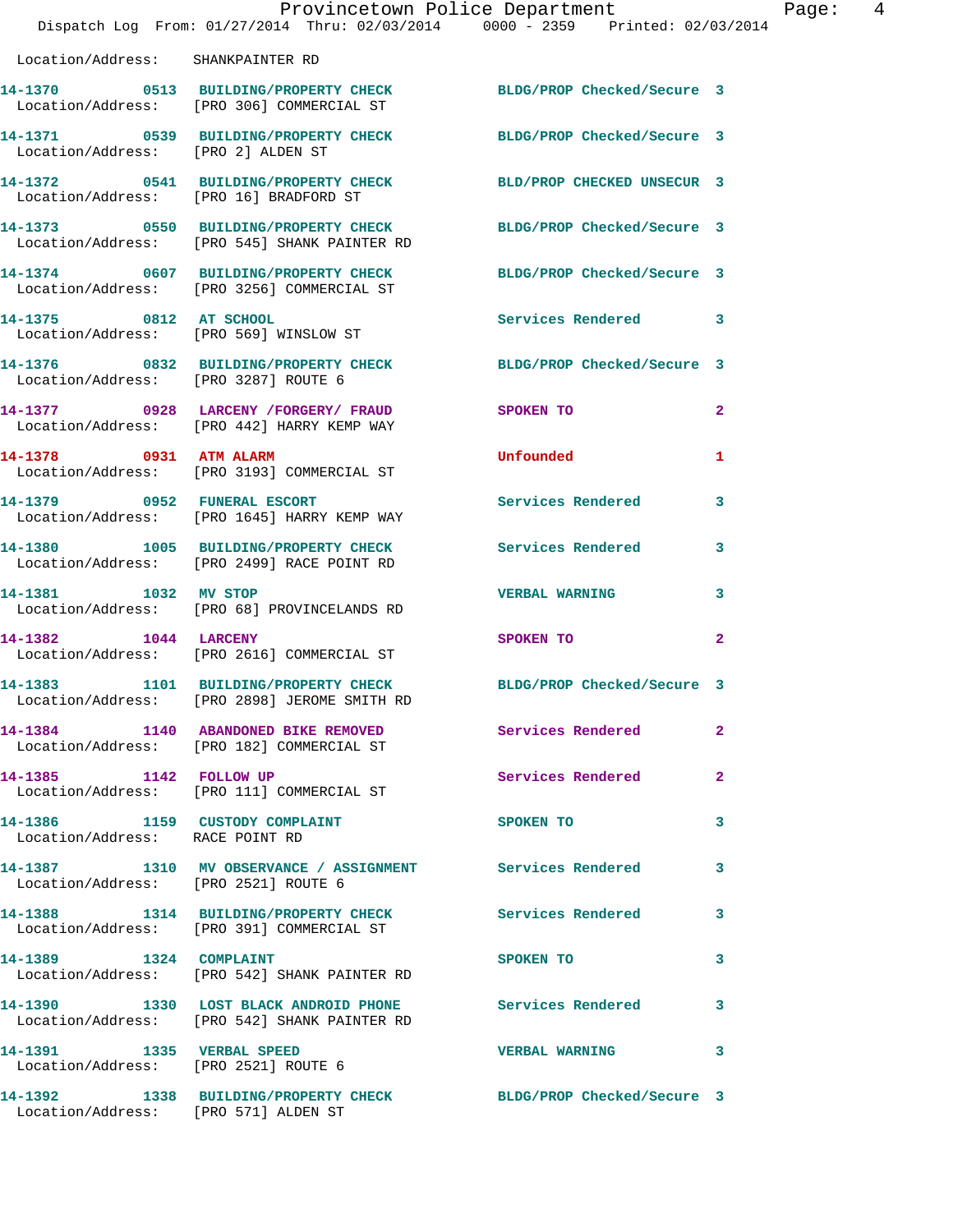Location/Address: SHANKPAINTER RD

| Call # | Time | Call Reason | Action | Priority |
|---|---|---|---|---|
| 14-1370 | 0513 | BUILDING/PROPERTY CHECK | BLDG/PROP Checked/Secure | 3 |
| | | Location/Address: [PRO 306] COMMERCIAL ST | | |
| 14-1371 | 0539 | BUILDING/PROPERTY CHECK | BLDG/PROP Checked/Secure | 3 |
| | | Location/Address: [PRO 2] ALDEN ST | | |
| 14-1372 | 0541 | BUILDING/PROPERTY CHECK | BLD/PROP CHECKED UNSECUR | 3 |
| | | Location/Address: [PRO 16] BRADFORD ST | | |
| 14-1373 | 0550 | BUILDING/PROPERTY CHECK | BLDG/PROP Checked/Secure | 3 |
| | | Location/Address: [PRO 545] SHANK PAINTER RD | | |
| 14-1374 | 0607 | BUILDING/PROPERTY CHECK | BLDG/PROP Checked/Secure | 3 |
| | | Location/Address: [PRO 3256] COMMERCIAL ST | | |
| 14-1375 | 0812 | AT SCHOOL | Services Rendered | 3 |
| | | Location/Address: [PRO 569] WINSLOW ST | | |
| 14-1376 | 0832 | BUILDING/PROPERTY CHECK | BLDG/PROP Checked/Secure | 3 |
| | | Location/Address: [PRO 3287] ROUTE 6 | | |
| 14-1377 | 0928 | LARCENY /FORGERY/ FRAUD | SPOKEN TO | 2 |
| | | Location/Address: [PRO 442] HARRY KEMP WAY | | |
| 14-1378 | 0931 | ATM ALARM | Unfounded | 1 |
| | | Location/Address: [PRO 3193] COMMERCIAL ST | | |
| 14-1379 | 0952 | FUNERAL ESCORT | Services Rendered | 3 |
| | | Location/Address: [PRO 1645] HARRY KEMP WAY | | |
| 14-1380 | 1005 | BUILDING/PROPERTY CHECK | Services Rendered | 3 |
| | | Location/Address: [PRO 2499] RACE POINT RD | | |
| 14-1381 | 1032 | MV STOP | VERBAL WARNING | 3 |
| | | Location/Address: [PRO 68] PROVINCELANDS RD | | |
| 14-1382 | 1044 | LARCENY | SPOKEN TO | 2 |
| | | Location/Address: [PRO 2616] COMMERCIAL ST | | |
| 14-1383 | 1101 | BUILDING/PROPERTY CHECK | BLDG/PROP Checked/Secure | 3 |
| | | Location/Address: [PRO 2898] JEROME SMITH RD | | |
| 14-1384 | 1140 | ABANDONED BIKE REMOVED | Services Rendered | 2 |
| | | Location/Address: [PRO 182] COMMERCIAL ST | | |
| 14-1385 | 1142 | FOLLOW UP | Services Rendered | 2 |
| | | Location/Address: [PRO 111] COMMERCIAL ST | | |
| 14-1386 | 1159 | CUSTODY COMPLAINT | SPOKEN TO | 3 |
| | | Location/Address: RACE POINT RD | | |
| 14-1387 | 1310 | MV OBSERVANCE / ASSIGNMENT | Services Rendered | 3 |
| | | Location/Address: [PRO 2521] ROUTE 6 | | |
| 14-1388 | 1314 | BUILDING/PROPERTY CHECK | Services Rendered | 3 |
| | | Location/Address: [PRO 391] COMMERCIAL ST | | |
| 14-1389 | 1324 | COMPLAINT | SPOKEN TO | 3 |
| | | Location/Address: [PRO 542] SHANK PAINTER RD | | |
| 14-1390 | 1330 | LOST BLACK ANDROID PHONE | Services Rendered | 3 |
| | | Location/Address: [PRO 542] SHANK PAINTER RD | | |
| 14-1391 | 1335 | VERBAL SPEED | VERBAL WARNING | 3 |
| | | Location/Address: [PRO 2521] ROUTE 6 | | |
| 14-1392 | 1338 | BUILDING/PROPERTY CHECK | BLDG/PROP Checked/Secure | 3 |
| | | Location/Address: [PRO 571] ALDEN ST | | |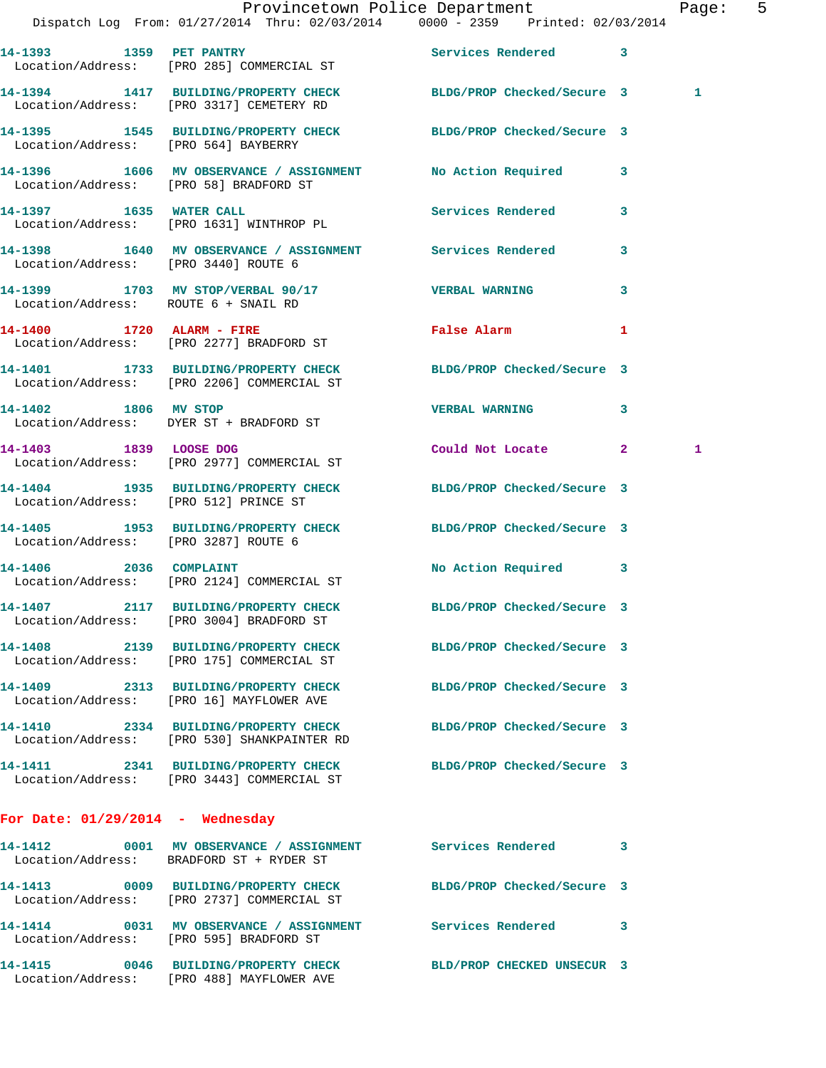| Call # | Time | Call Reason | Action | Priority | |
|---|---|---|---|---|---|
| 14-1393 | 1359 | PET PANTRY | Services Rendered | 3 | |
| Location/Address: | | [PRO 285] COMMERCIAL ST | | | |
| 14-1394 | 1417 | BUILDING/PROPERTY CHECK | BLDG/PROP Checked/Secure | 3 | 1 |
| Location/Address: | | [PRO 3317] CEMETERY RD | | | |
| 14-1395 | 1545 | BUILDING/PROPERTY CHECK | BLDG/PROP Checked/Secure | 3 | |
| Location/Address: | | [PRO 564] BAYBERRY | | | |
| 14-1396 | 1606 | MV OBSERVANCE / ASSIGNMENT | No Action Required | 3 | |
| Location/Address: | | [PRO 58] BRADFORD ST | | | |
| 14-1397 | 1635 | WATER CALL | Services Rendered | 3 | |
| Location/Address: | | [PRO 1631] WINTHROP PL | | | |
| 14-1398 | 1640 | MV OBSERVANCE / ASSIGNMENT | Services Rendered | 3 | |
| Location/Address: | | [PRO 3440] ROUTE 6 | | | |
| 14-1399 | 1703 | MV STOP/VERBAL 90/17 | VERBAL WARNING | 3 | |
| Location/Address: | | ROUTE 6 + SNAIL RD | | | |
| 14-1400 | 1720 | ALARM - FIRE | False Alarm | 1 | |
| Location/Address: | | [PRO 2277] BRADFORD ST | | | |
| 14-1401 | 1733 | BUILDING/PROPERTY CHECK | BLDG/PROP Checked/Secure | 3 | |
| Location/Address: | | [PRO 2206] COMMERCIAL ST | | | |
| 14-1402 | 1806 | MV STOP | VERBAL WARNING | 3 | |
| Location/Address: | | DYER ST + BRADFORD ST | | | |
| 14-1403 | 1839 | LOOSE DOG | Could Not Locate | 2 | 1 |
| Location/Address: | | [PRO 2977] COMMERCIAL ST | | | |
| 14-1404 | 1935 | BUILDING/PROPERTY CHECK | BLDG/PROP Checked/Secure | 3 | |
| Location/Address: | | [PRO 512] PRINCE ST | | | |
| 14-1405 | 1953 | BUILDING/PROPERTY CHECK | BLDG/PROP Checked/Secure | 3 | |
| Location/Address: | | [PRO 3287] ROUTE 6 | | | |
| 14-1406 | 2036 | COMPLAINT | No Action Required | 3 | |
| Location/Address: | | [PRO 2124] COMMERCIAL ST | | | |
| 14-1407 | 2117 | BUILDING/PROPERTY CHECK | BLDG/PROP Checked/Secure | 3 | |
| Location/Address: | | [PRO 3004] BRADFORD ST | | | |
| 14-1408 | 2139 | BUILDING/PROPERTY CHECK | BLDG/PROP Checked/Secure | 3 | |
| Location/Address: | | [PRO 175] COMMERCIAL ST | | | |
| 14-1409 | 2313 | BUILDING/PROPERTY CHECK | BLDG/PROP Checked/Secure | 3 | |
| Location/Address: | | [PRO 16] MAYFLOWER AVE | | | |
| 14-1410 | 2334 | BUILDING/PROPERTY CHECK | BLDG/PROP Checked/Secure | 3 | |
| Location/Address: | | [PRO 530] SHANKPAINTER RD | | | |
| 14-1411 | 2341 | BUILDING/PROPERTY CHECK | BLDG/PROP Checked/Secure | 3 | |
| Location/Address: | | [PRO 3443] COMMERCIAL ST | | | |

## For Date: 01/29/2014 - Wednesday

| Call # | Time | Call Reason | Action | Priority |
|---|---|---|---|---|
| 14-1412 | 0001 | MV OBSERVANCE / ASSIGNMENT | Services Rendered | 3 |
| Location/Address: | | BRADFORD ST + RYDER ST | | |
| 14-1413 | 0009 | BUILDING/PROPERTY CHECK | BLDG/PROP Checked/Secure | 3 |
| Location/Address: | | [PRO 2737] COMMERCIAL ST | | |
| 14-1414 | 0031 | MV OBSERVANCE / ASSIGNMENT | Services Rendered | 3 |
| Location/Address: | | [PRO 595] BRADFORD ST | | |
| 14-1415 | 0046 | BUILDING/PROPERTY CHECK | BLD/PROP CHECKED UNSECUR | 3 |
| Location/Address: | | [PRO 488] MAYFLOWER AVE | | |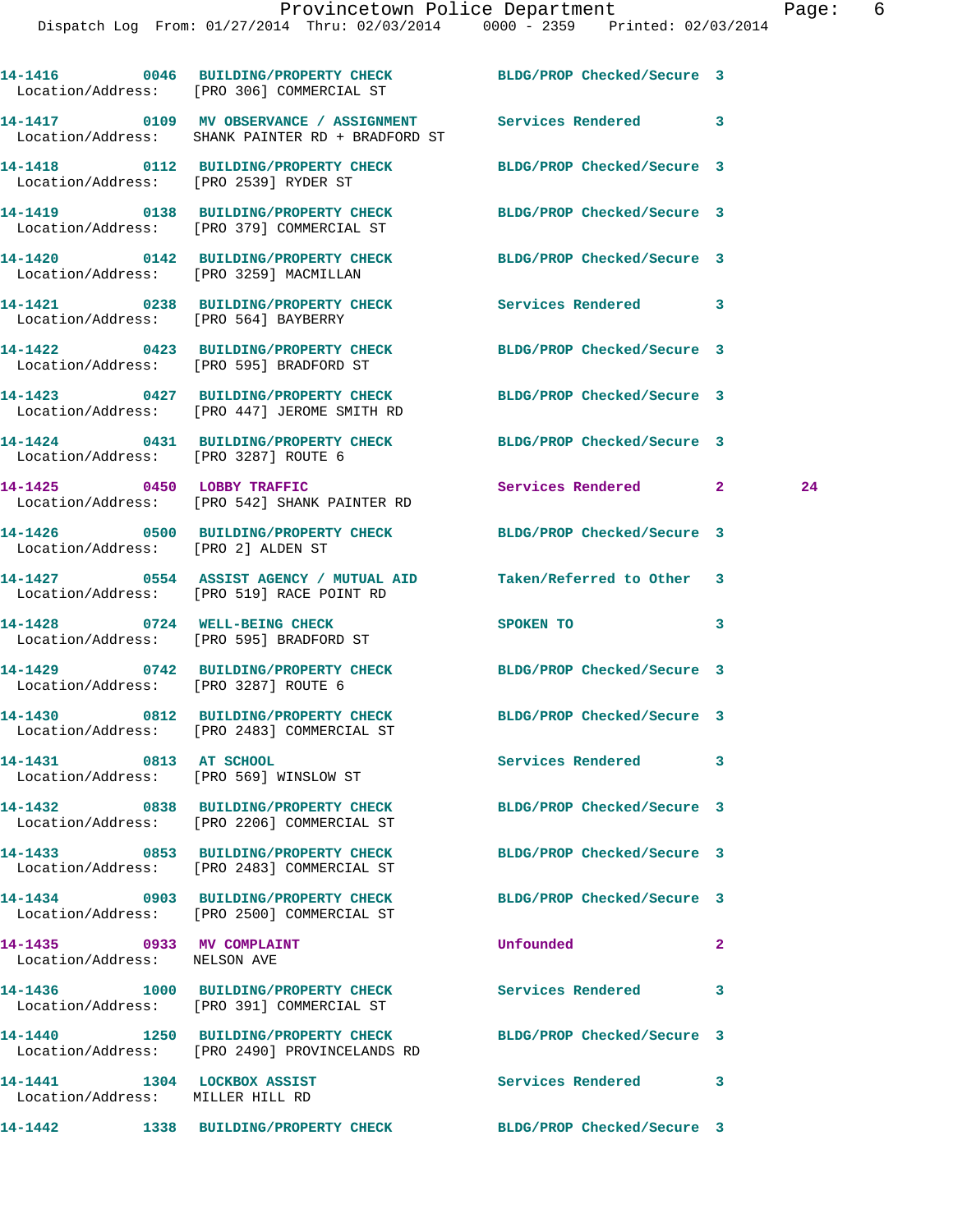| Call # | Time | Call Reason | Action | Priority | |
|---|---|---|---|---|---|
| 14-1416 | 0046 | BUILDING/PROPERTY CHECK | BLDG/PROP Checked/Secure | 3 | |
| | | Location/Address: [PRO 306] COMMERCIAL ST | | | |
| 14-1417 | 0109 | MV OBSERVANCE / ASSIGNMENT | Services Rendered | 3 | |
| | | Location/Address: SHANK PAINTER RD + BRADFORD ST | | | |
| 14-1418 | 0112 | BUILDING/PROPERTY CHECK | BLDG/PROP Checked/Secure | 3 | |
| | | Location/Address: [PRO 2539] RYDER ST | | | |
| 14-1419 | 0138 | BUILDING/PROPERTY CHECK | BLDG/PROP Checked/Secure | 3 | |
| | | Location/Address: [PRO 379] COMMERCIAL ST | | | |
| 14-1420 | 0142 | BUILDING/PROPERTY CHECK | BLDG/PROP Checked/Secure | 3 | |
| | | Location/Address: [PRO 3259] MACMILLAN | | | |
| 14-1421 | 0238 | BUILDING/PROPERTY CHECK | Services Rendered | 3 | |
| | | Location/Address: [PRO 564] BAYBERRY | | | |
| 14-1422 | 0423 | BUILDING/PROPERTY CHECK | BLDG/PROP Checked/Secure | 3 | |
| | | Location/Address: [PRO 595] BRADFORD ST | | | |
| 14-1423 | 0427 | BUILDING/PROPERTY CHECK | BLDG/PROP Checked/Secure | 3 | |
| | | Location/Address: [PRO 447] JEROME SMITH RD | | | |
| 14-1424 | 0431 | BUILDING/PROPERTY CHECK | BLDG/PROP Checked/Secure | 3 | |
| | | Location/Address: [PRO 3287] ROUTE 6 | | | |
| 14-1425 | 0450 | LOBBY TRAFFIC | Services Rendered | 2 | 24 |
| | | Location/Address: [PRO 542] SHANK PAINTER RD | | | |
| 14-1426 | 0500 | BUILDING/PROPERTY CHECK | BLDG/PROP Checked/Secure | 3 | |
| | | Location/Address: [PRO 2] ALDEN ST | | | |
| 14-1427 | 0554 | ASSIST AGENCY / MUTUAL AID | Taken/Referred to Other | 3 | |
| | | Location/Address: [PRO 519] RACE POINT RD | | | |
| 14-1428 | 0724 | WELL-BEING CHECK | SPOKEN TO | 3 | |
| | | Location/Address: [PRO 595] BRADFORD ST | | | |
| 14-1429 | 0742 | BUILDING/PROPERTY CHECK | BLDG/PROP Checked/Secure | 3 | |
| | | Location/Address: [PRO 3287] ROUTE 6 | | | |
| 14-1430 | 0812 | BUILDING/PROPERTY CHECK | BLDG/PROP Checked/Secure | 3 | |
| | | Location/Address: [PRO 2483] COMMERCIAL ST | | | |
| 14-1431 | 0813 | AT SCHOOL | Services Rendered | 3 | |
| | | Location/Address: [PRO 569] WINSLOW ST | | | |
| 14-1432 | 0838 | BUILDING/PROPERTY CHECK | BLDG/PROP Checked/Secure | 3 | |
| | | Location/Address: [PRO 2206] COMMERCIAL ST | | | |
| 14-1433 | 0853 | BUILDING/PROPERTY CHECK | BLDG/PROP Checked/Secure | 3 | |
| | | Location/Address: [PRO 2483] COMMERCIAL ST | | | |
| 14-1434 | 0903 | BUILDING/PROPERTY CHECK | BLDG/PROP Checked/Secure | 3 | |
| | | Location/Address: [PRO 2500] COMMERCIAL ST | | | |
| 14-1435 | 0933 | MV COMPLAINT | Unfounded | 2 | |
| | | Location/Address: NELSON AVE | | | |
| 14-1436 | 1000 | BUILDING/PROPERTY CHECK | Services Rendered | 3 | |
| | | Location/Address: [PRO 391] COMMERCIAL ST | | | |
| 14-1440 | 1250 | BUILDING/PROPERTY CHECK | BLDG/PROP Checked/Secure | 3 | |
| | | Location/Address: [PRO 2490] PROVINCELANDS RD | | | |
| 14-1441 | 1304 | LOCKBOX ASSIST | Services Rendered | 3 | |
| | | Location/Address: MILLER HILL RD | | | |
| 14-1442 | 1338 | BUILDING/PROPERTY CHECK | BLDG/PROP Checked/Secure | 3 | |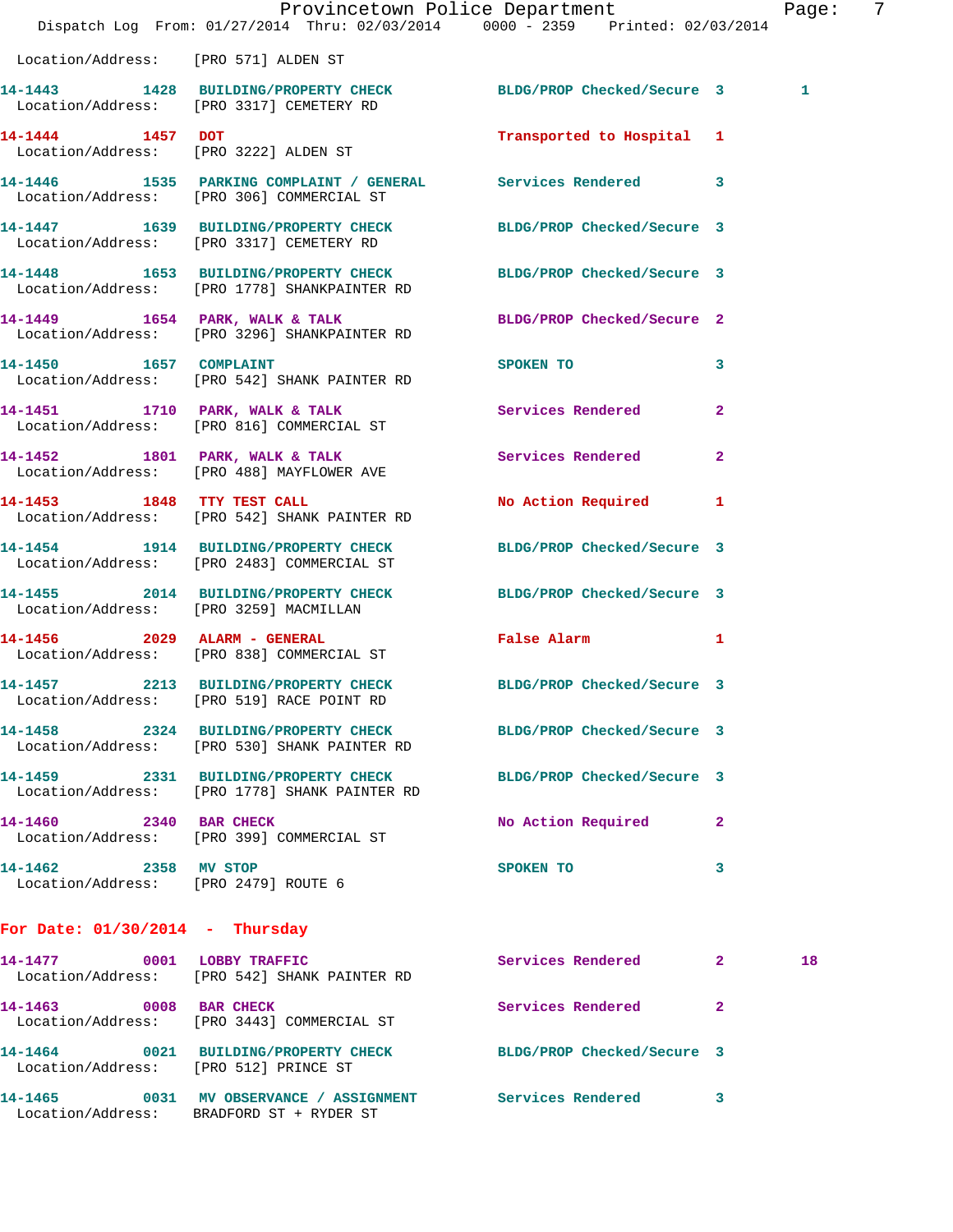Location/Address: [PRO 571] ALDEN ST

| Call # | Time | Call Reason | Action | Priority | |
|---|---|---|---|---|---|
| 14-1443 | 1428 | BUILDING/PROPERTY CHECK | BLDG/PROP Checked/Secure | 3 | 1 |
| Location/Address: [PRO 3317] CEMETERY RD | | | | | |
| 14-1444 | 1457 | DOT | Transported to Hospital | 1 | |
| Location/Address: [PRO 3222] ALDEN ST | | | | | |
| 14-1446 | 1535 | PARKING COMPLAINT / GENERAL | Services Rendered | 3 | |
| Location/Address: [PRO 306] COMMERCIAL ST | | | | | |
| 14-1447 | 1639 | BUILDING/PROPERTY CHECK | BLDG/PROP Checked/Secure | 3 | |
| Location/Address: [PRO 3317] CEMETERY RD | | | | | |
| 14-1448 | 1653 | BUILDING/PROPERTY CHECK | BLDG/PROP Checked/Secure | 3 | |
| Location/Address: [PRO 1778] SHANKPAINTER RD | | | | | |
| 14-1449 | 1654 | PARK, WALK & TALK | BLDG/PROP Checked/Secure | 2 | |
| Location/Address: [PRO 3296] SHANKPAINTER RD | | | | | |
| 14-1450 | 1657 | COMPLAINT | SPOKEN TO | 3 | |
| Location/Address: [PRO 542] SHANK PAINTER RD | | | | | |
| 14-1451 | 1710 | PARK, WALK & TALK | Services Rendered | 2 | |
| Location/Address: [PRO 816] COMMERCIAL ST | | | | | |
| 14-1452 | 1801 | PARK, WALK & TALK | Services Rendered | 2 | |
| Location/Address: [PRO 488] MAYFLOWER AVE | | | | | |
| 14-1453 | 1848 | TTY TEST CALL | No Action Required | 1 | |
| Location/Address: [PRO 542] SHANK PAINTER RD | | | | | |
| 14-1454 | 1914 | BUILDING/PROPERTY CHECK | BLDG/PROP Checked/Secure | 3 | |
| Location/Address: [PRO 2483] COMMERCIAL ST | | | | | |
| 14-1455 | 2014 | BUILDING/PROPERTY CHECK | BLDG/PROP Checked/Secure | 3 | |
| Location/Address: [PRO 3259] MACMILLAN | | | | | |
| 14-1456 | 2029 | ALARM - GENERAL | False Alarm | 1 | |
| Location/Address: [PRO 838] COMMERCIAL ST | | | | | |
| 14-1457 | 2213 | BUILDING/PROPERTY CHECK | BLDG/PROP Checked/Secure | 3 | |
| Location/Address: [PRO 519] RACE POINT RD | | | | | |
| 14-1458 | 2324 | BUILDING/PROPERTY CHECK | BLDG/PROP Checked/Secure | 3 | |
| Location/Address: [PRO 530] SHANK PAINTER RD | | | | | |
| 14-1459 | 2331 | BUILDING/PROPERTY CHECK | BLDG/PROP Checked/Secure | 3 | |
| Location/Address: [PRO 1778] SHANK PAINTER RD | | | | | |
| 14-1460 | 2340 | BAR CHECK | No Action Required | 2 | |
| Location/Address: [PRO 399] COMMERCIAL ST | | | | | |
| 14-1462 | 2358 | MV STOP | SPOKEN TO | 3 | |
| Location/Address: [PRO 2479] ROUTE 6 | | | | | |

## For Date: 01/30/2014 - Thursday

| Call # | Time | Call Reason | Action | Priority | |
|---|---|---|---|---|---|
| 14-1477 | 0001 | LOBBY TRAFFIC | Services Rendered | 2 | 18 |
| Location/Address: [PRO 542] SHANK PAINTER RD | | | | | |
| 14-1463 | 0008 | BAR CHECK | Services Rendered | 2 | |
| Location/Address: [PRO 3443] COMMERCIAL ST | | | | | |
| 14-1464 | 0021 | BUILDING/PROPERTY CHECK | BLDG/PROP Checked/Secure | 3 | |
| Location/Address: [PRO 512] PRINCE ST | | | | | |
| 14-1465 | 0031 | MV OBSERVANCE / ASSIGNMENT | Services Rendered | 3 | |
| Location/Address: BRADFORD ST + RYDER ST | | | | | |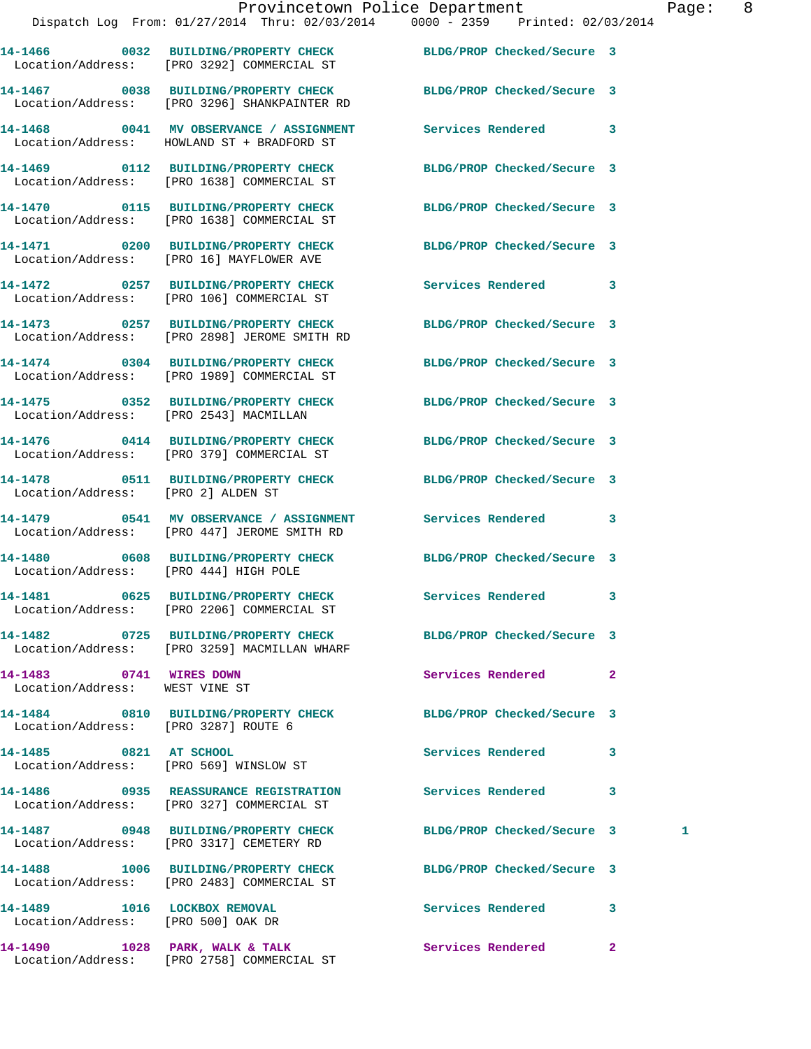14-1466 0032 BUILDING/PROPERTY CHECK BLDG/PROP Checked/Secure 3
Location/Address: [PRO 3292] COMMERCIAL ST

14-1467 0038 BUILDING/PROPERTY CHECK BLDG/PROP Checked/Secure 3
Location/Address: [PRO 3296] SHANKPAINTER RD

14-1468 0041 MV OBSERVANCE / ASSIGNMENT Services Rendered 3
Location/Address: HOWLAND ST + BRADFORD ST

14-1469 0112 BUILDING/PROPERTY CHECK BLDG/PROP Checked/Secure 3
Location/Address: [PRO 1638] COMMERCIAL ST

14-1470 0115 BUILDING/PROPERTY CHECK BLDG/PROP Checked/Secure 3
Location/Address: [PRO 1638] COMMERCIAL ST

14-1471 0200 BUILDING/PROPERTY CHECK BLDG/PROP Checked/Secure 3
Location/Address: [PRO 16] MAYFLOWER AVE

14-1472 0257 BUILDING/PROPERTY CHECK Services Rendered 3
Location/Address: [PRO 106] COMMERCIAL ST

14-1473 0257 BUILDING/PROPERTY CHECK BLDG/PROP Checked/Secure 3
Location/Address: [PRO 2898] JEROME SMITH RD

14-1474 0304 BUILDING/PROPERTY CHECK BLDG/PROP Checked/Secure 3
Location/Address: [PRO 1989] COMMERCIAL ST

14-1475 0352 BUILDING/PROPERTY CHECK BLDG/PROP Checked/Secure 3
Location/Address: [PRO 2543] MACMILLAN

14-1476 0414 BUILDING/PROPERTY CHECK BLDG/PROP Checked/Secure 3
Location/Address: [PRO 379] COMMERCIAL ST

14-1478 0511 BUILDING/PROPERTY CHECK BLDG/PROP Checked/Secure 3
Location/Address: [PRO 2] ALDEN ST

14-1479 0541 MV OBSERVANCE / ASSIGNMENT Services Rendered 3
Location/Address: [PRO 447] JEROME SMITH RD

14-1480 0608 BUILDING/PROPERTY CHECK BLDG/PROP Checked/Secure 3
Location/Address: [PRO 444] HIGH POLE

14-1481 0625 BUILDING/PROPERTY CHECK Services Rendered 3
Location/Address: [PRO 2206] COMMERCIAL ST

14-1482 0725 BUILDING/PROPERTY CHECK BLDG/PROP Checked/Secure 3
Location/Address: [PRO 3259] MACMILLAN WHARF

14-1483 0741 WIRES DOWN Services Rendered 2
Location/Address: WEST VINE ST

14-1484 0810 BUILDING/PROPERTY CHECK BLDG/PROP Checked/Secure 3
Location/Address: [PRO 3287] ROUTE 6

14-1485 0821 AT SCHOOL Services Rendered 3
Location/Address: [PRO 569] WINSLOW ST

14-1486 0935 REASSURANCE REGISTRATION Services Rendered 3
Location/Address: [PRO 327] COMMERCIAL ST

14-1487 0948 BUILDING/PROPERTY CHECK BLDG/PROP Checked/Secure 3 1
Location/Address: [PRO 3317] CEMETERY RD

14-1488 1006 BUILDING/PROPERTY CHECK BLDG/PROP Checked/Secure 3
Location/Address: [PRO 2483] COMMERCIAL ST

14-1489 1016 LOCKBOX REMOVAL Services Rendered 3
Location/Address: [PRO 500] OAK DR

14-1490 1028 PARK, WALK & TALK Services Rendered 2
Location/Address: [PRO 2758] COMMERCIAL ST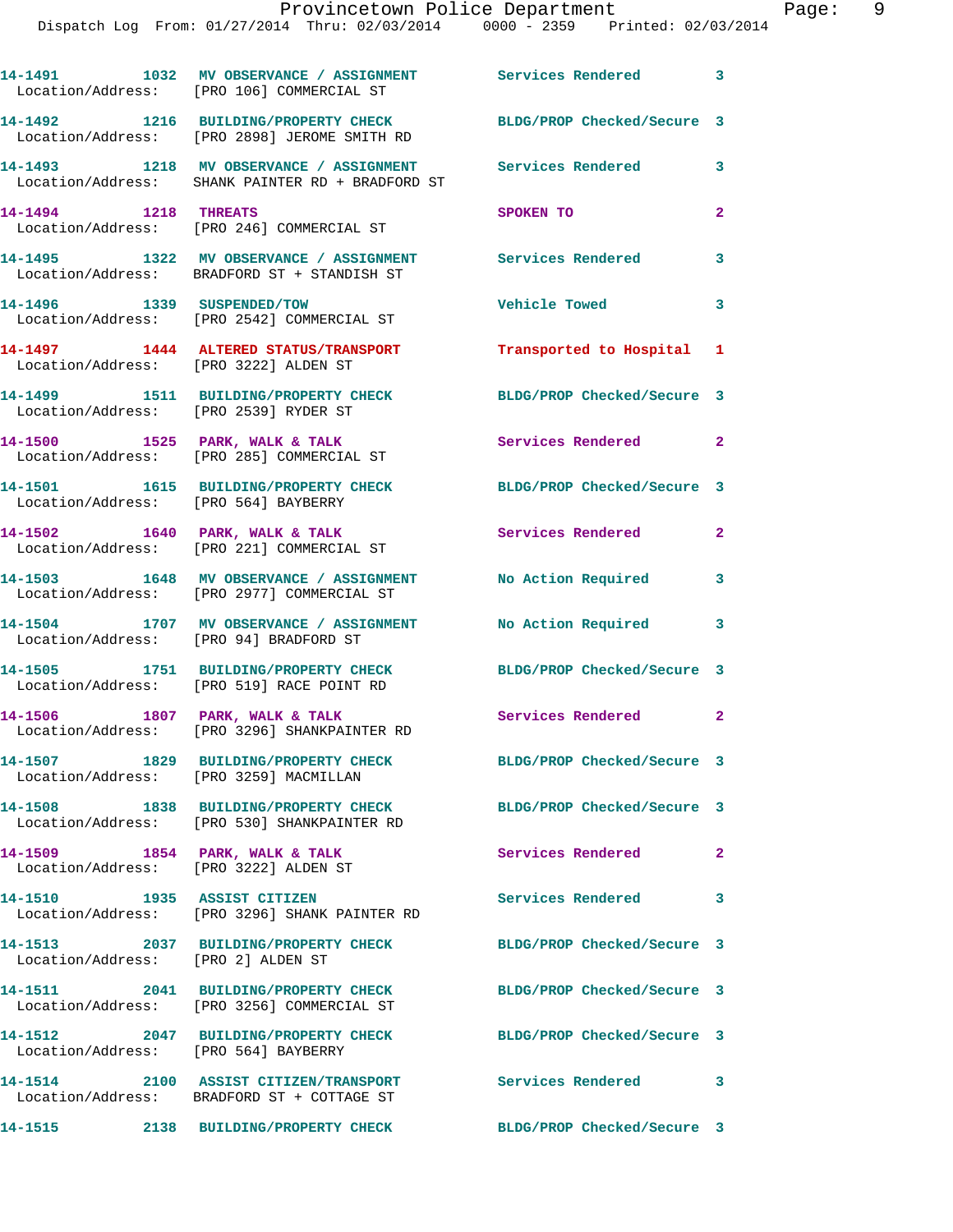14-1491 1032 MV OBSERVANCE / ASSIGNMENT Services Rendered 3
Location/Address: [PRO 106] COMMERCIAL ST

14-1492 1216 BUILDING/PROPERTY CHECK BLDG/PROP Checked/Secure 3
Location/Address: [PRO 2898] JEROME SMITH RD

14-1493 1218 MV OBSERVANCE / ASSIGNMENT Services Rendered 3
Location/Address: SHANK PAINTER RD + BRADFORD ST

14-1494 1218 THREATS SPOKEN TO 2
Location/Address: [PRO 246] COMMERCIAL ST

14-1495 1322 MV OBSERVANCE / ASSIGNMENT Services Rendered 3
Location/Address: BRADFORD ST + STANDISH ST

14-1496 1339 SUSPENDED/TOW Vehicle Towed 3
Location/Address: [PRO 2542] COMMERCIAL ST

14-1497 1444 ALTERED STATUS/TRANSPORT Transported to Hospital 1
Location/Address: [PRO 3222] ALDEN ST

14-1499 1511 BUILDING/PROPERTY CHECK BLDG/PROP Checked/Secure 3
Location/Address: [PRO 2539] RYDER ST

14-1500 1525 PARK, WALK & TALK Services Rendered 2
Location/Address: [PRO 285] COMMERCIAL ST

14-1501 1615 BUILDING/PROPERTY CHECK BLDG/PROP Checked/Secure 3
Location/Address: [PRO 564] BAYBERRY

14-1502 1640 PARK, WALK & TALK Services Rendered 2
Location/Address: [PRO 221] COMMERCIAL ST

14-1503 1648 MV OBSERVANCE / ASSIGNMENT No Action Required 3
Location/Address: [PRO 2977] COMMERCIAL ST

14-1504 1707 MV OBSERVANCE / ASSIGNMENT No Action Required 3
Location/Address: [PRO 94] BRADFORD ST

14-1505 1751 BUILDING/PROPERTY CHECK BLDG/PROP Checked/Secure 3
Location/Address: [PRO 519] RACE POINT RD

14-1506 1807 PARK, WALK & TALK Services Rendered 2
Location/Address: [PRO 3296] SHANKPAINTER RD

14-1507 1829 BUILDING/PROPERTY CHECK BLDG/PROP Checked/Secure 3
Location/Address: [PRO 3259] MACMILLAN

14-1508 1838 BUILDING/PROPERTY CHECK BLDG/PROP Checked/Secure 3
Location/Address: [PRO 530] SHANKPAINTER RD

14-1509 1854 PARK, WALK & TALK Services Rendered 2
Location/Address: [PRO 3222] ALDEN ST

14-1510 1935 ASSIST CITIZEN Services Rendered 3
Location/Address: [PRO 3296] SHANK PAINTER RD

14-1513 2037 BUILDING/PROPERTY CHECK BLDG/PROP Checked/Secure 3
Location/Address: [PRO 2] ALDEN ST

14-1511 2041 BUILDING/PROPERTY CHECK BLDG/PROP Checked/Secure 3
Location/Address: [PRO 3256] COMMERCIAL ST

14-1512 2047 BUILDING/PROPERTY CHECK BLDG/PROP Checked/Secure 3
Location/Address: [PRO 564] BAYBERRY

14-1514 2100 ASSIST CITIZEN/TRANSPORT Services Rendered 3
Location/Address: BRADFORD ST + COTTAGE ST

14-1515 2138 BUILDING/PROPERTY CHECK BLDG/PROP Checked/Secure 3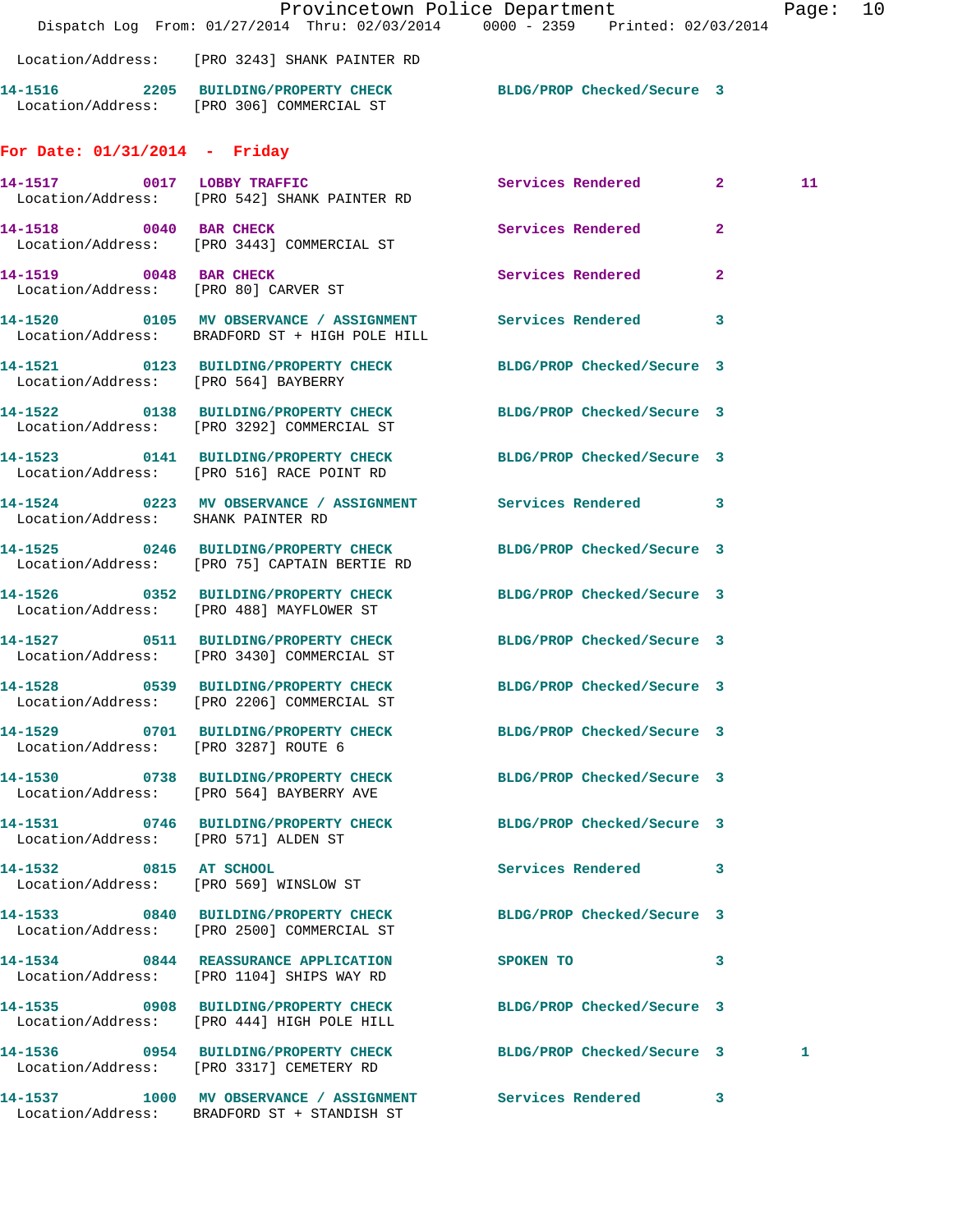Location/Address: [PRO 3243] SHANK PAINTER RD

**14-1516** 2205 **BUILDING/PROPERTY CHECK** BLDG/PROP Checked/Secure 3
Location/Address: [PRO 306] COMMERCIAL ST

## For Date: 01/31/2014 - Friday

**14-1517** 0017 **LOBBY TRAFFIC** Services Rendered 2 11
Location/Address: [PRO 542] SHANK PAINTER RD

**14-1518** 0040 **BAR CHECK** Services Rendered 2
Location/Address: [PRO 3443] COMMERCIAL ST

**14-1519** 0048 **BAR CHECK** Services Rendered 2
Location/Address: [PRO 80] CARVER ST

**14-1520** 0105 **MV OBSERVANCE / ASSIGNMENT** Services Rendered 3
Location/Address: BRADFORD ST + HIGH POLE HILL

**14-1521** 0123 **BUILDING/PROPERTY CHECK** BLDG/PROP Checked/Secure 3
Location/Address: [PRO 564] BAYBERRY

**14-1522** 0138 **BUILDING/PROPERTY CHECK** BLDG/PROP Checked/Secure 3
Location/Address: [PRO 3292] COMMERCIAL ST

**14-1523** 0141 **BUILDING/PROPERTY CHECK** BLDG/PROP Checked/Secure 3
Location/Address: [PRO 516] RACE POINT RD

**14-1524** 0223 **MV OBSERVANCE / ASSIGNMENT** Services Rendered 3
Location/Address: SHANK PAINTER RD

**14-1525** 0246 **BUILDING/PROPERTY CHECK** BLDG/PROP Checked/Secure 3
Location/Address: [PRO 75] CAPTAIN BERTIE RD

**14-1526** 0352 **BUILDING/PROPERTY CHECK** BLDG/PROP Checked/Secure 3
Location/Address: [PRO 488] MAYFLOWER ST

**14-1527** 0511 **BUILDING/PROPERTY CHECK** BLDG/PROP Checked/Secure 3
Location/Address: [PRO 3430] COMMERCIAL ST

**14-1528** 0539 **BUILDING/PROPERTY CHECK** BLDG/PROP Checked/Secure 3
Location/Address: [PRO 2206] COMMERCIAL ST

**14-1529** 0701 **BUILDING/PROPERTY CHECK** BLDG/PROP Checked/Secure 3
Location/Address: [PRO 3287] ROUTE 6

**14-1530** 0738 **BUILDING/PROPERTY CHECK** BLDG/PROP Checked/Secure 3
Location/Address: [PRO 564] BAYBERRY AVE

**14-1531** 0746 **BUILDING/PROPERTY CHECK** BLDG/PROP Checked/Secure 3
Location/Address: [PRO 571] ALDEN ST

**14-1532** 0815 **AT SCHOOL** Services Rendered 3
Location/Address: [PRO 569] WINSLOW ST

**14-1533** 0840 **BUILDING/PROPERTY CHECK** BLDG/PROP Checked/Secure 3
Location/Address: [PRO 2500] COMMERCIAL ST

**14-1534** 0844 **REASSURANCE APPLICATION** SPOKEN TO 3
Location/Address: [PRO 1104] SHIPS WAY RD

**14-1535** 0908 **BUILDING/PROPERTY CHECK** BLDG/PROP Checked/Secure 3
Location/Address: [PRO 444] HIGH POLE HILL

**14-1536** 0954 **BUILDING/PROPERTY CHECK** BLDG/PROP Checked/Secure 3 1
Location/Address: [PRO 3317] CEMETERY RD

**14-1537** 1000 **MV OBSERVANCE / ASSIGNMENT** Services Rendered 3
Location/Address: BRADFORD ST + STANDISH ST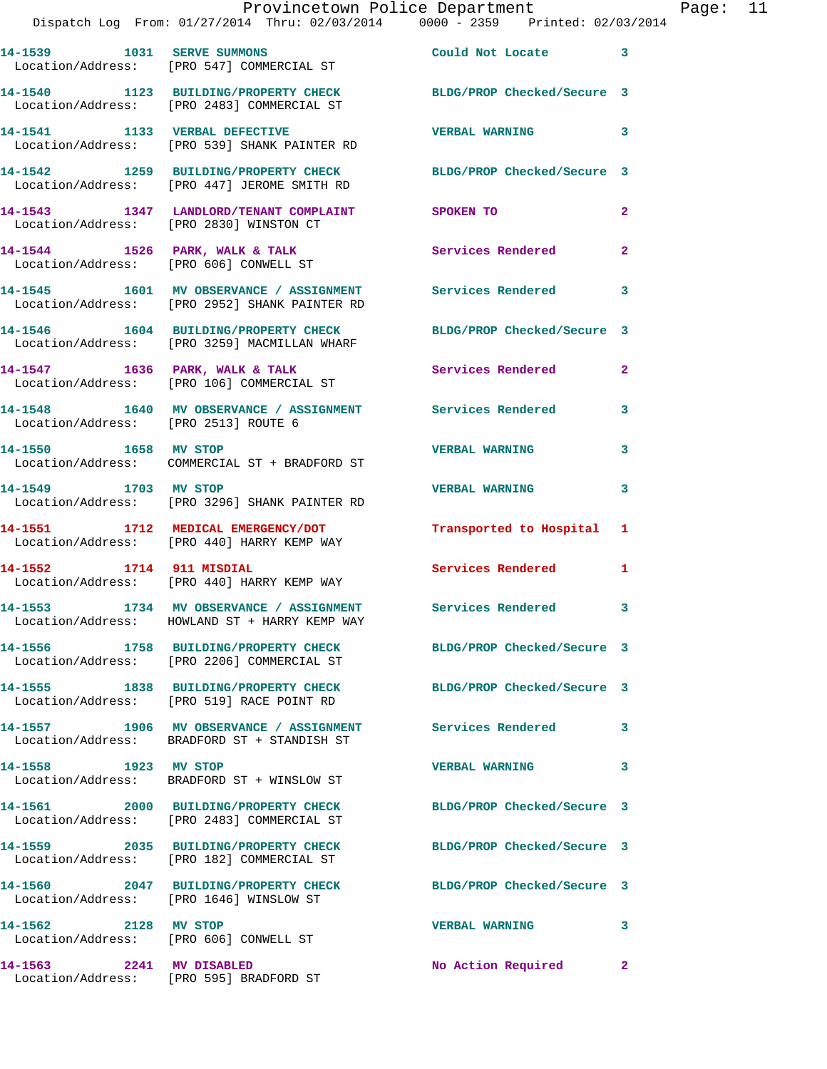| Call # | Time | Call Reason | Action | Priority |
|---|---|---|---|---|
| 14-1539 | 1031 | SERVE SUMMONS | Could Not Locate | 3 |
| Location/Address: [PRO 547] COMMERCIAL ST | | | | |
| 14-1540 | 1123 | BUILDING/PROPERTY CHECK | BLDG/PROP Checked/Secure | 3 |
| Location/Address: [PRO 2483] COMMERCIAL ST | | | | |
| 14-1541 | 1133 | VERBAL DEFECTIVE | VERBAL WARNING | 3 |
| Location/Address: [PRO 539] SHANK PAINTER RD | | | | |
| 14-1542 | 1259 | BUILDING/PROPERTY CHECK | BLDG/PROP Checked/Secure | 3 |
| Location/Address: [PRO 447] JEROME SMITH RD | | | | |
| 14-1543 | 1347 | LANDLORD/TENANT COMPLAINT | SPOKEN TO | 2 |
| Location/Address: [PRO 2830] WINSTON CT | | | | |
| 14-1544 | 1526 | PARK, WALK & TALK | Services Rendered | 2 |
| Location/Address: [PRO 606] CONWELL ST | | | | |
| 14-1545 | 1601 | MV OBSERVANCE / ASSIGNMENT | Services Rendered | 3 |
| Location/Address: [PRO 2952] SHANK PAINTER RD | | | | |
| 14-1546 | 1604 | BUILDING/PROPERTY CHECK | BLDG/PROP Checked/Secure | 3 |
| Location/Address: [PRO 3259] MACMILLAN WHARF | | | | |
| 14-1547 | 1636 | PARK, WALK & TALK | Services Rendered | 2 |
| Location/Address: [PRO 106] COMMERCIAL ST | | | | |
| 14-1548 | 1640 | MV OBSERVANCE / ASSIGNMENT | Services Rendered | 3 |
| Location/Address: [PRO 2513] ROUTE 6 | | | | |
| 14-1550 | 1658 | MV STOP | VERBAL WARNING | 3 |
| Location/Address: COMMERCIAL ST + BRADFORD ST | | | | |
| 14-1549 | 1703 | MV STOP | VERBAL WARNING | 3 |
| Location/Address: [PRO 3296] SHANK PAINTER RD | | | | |
| 14-1551 | 1712 | MEDICAL EMERGENCY/DOT | Transported to Hospital | 1 |
| Location/Address: [PRO 440] HARRY KEMP WAY | | | | |
| 14-1552 | 1714 | 911 MISDIAL | Services Rendered | 1 |
| Location/Address: [PRO 440] HARRY KEMP WAY | | | | |
| 14-1553 | 1734 | MV OBSERVANCE / ASSIGNMENT | Services Rendered | 3 |
| Location/Address: HOWLAND ST + HARRY KEMP WAY | | | | |
| 14-1556 | 1758 | BUILDING/PROPERTY CHECK | BLDG/PROP Checked/Secure | 3 |
| Location/Address: [PRO 2206] COMMERCIAL ST | | | | |
| 14-1555 | 1838 | BUILDING/PROPERTY CHECK | BLDG/PROP Checked/Secure | 3 |
| Location/Address: [PRO 519] RACE POINT RD | | | | |
| 14-1557 | 1906 | MV OBSERVANCE / ASSIGNMENT | Services Rendered | 3 |
| Location/Address: BRADFORD ST + STANDISH ST | | | | |
| 14-1558 | 1923 | MV STOP | VERBAL WARNING | 3 |
| Location/Address: BRADFORD ST + WINSLOW ST | | | | |
| 14-1561 | 2000 | BUILDING/PROPERTY CHECK | BLDG/PROP Checked/Secure | 3 |
| Location/Address: [PRO 2483] COMMERCIAL ST | | | | |
| 14-1559 | 2035 | BUILDING/PROPERTY CHECK | BLDG/PROP Checked/Secure | 3 |
| Location/Address: [PRO 182] COMMERCIAL ST | | | | |
| 14-1560 | 2047 | BUILDING/PROPERTY CHECK | BLDG/PROP Checked/Secure | 3 |
| Location/Address: [PRO 1646] WINSLOW ST | | | | |
| 14-1562 | 2128 | MV STOP | VERBAL WARNING | 3 |
| Location/Address: [PRO 606] CONWELL ST | | | | |
| 14-1563 | 2241 | MV DISABLED | No Action Required | 2 |
| Location/Address: [PRO 595] BRADFORD ST | | | | |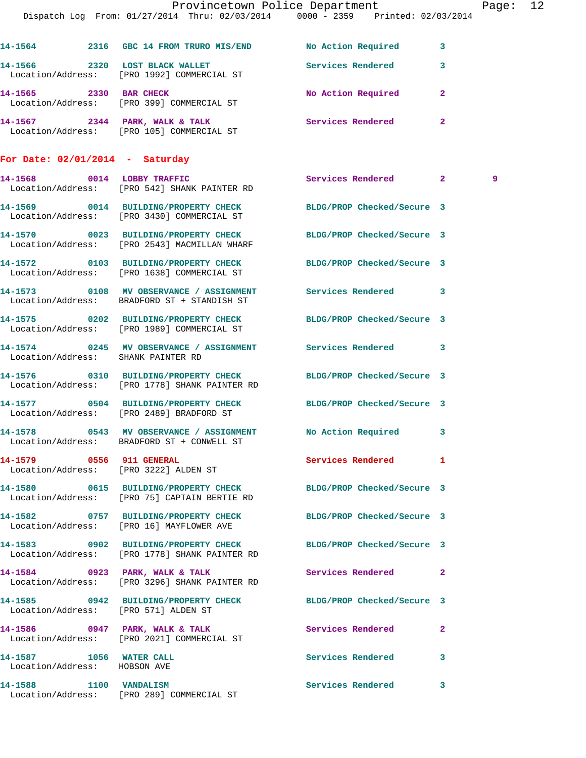14-1564 2316 GBC 14 FROM TRURO MIS/END No Action Required 3

14-1566 2320 LOST BLACK WALLET Services Rendered 3
Location/Address: [PRO 1992] COMMERCIAL ST

14-1565 2330 BAR CHECK No Action Required 2
Location/Address: [PRO 399] COMMERCIAL ST

14-1567 2344 PARK, WALK & TALK Services Rendered 2
Location/Address: [PRO 105] COMMERCIAL ST

**For Date: 02/01/2014 - Saturday**

14-1568 0014 LOBBY TRAFFIC Services Rendered 2 9
Location/Address: [PRO 542] SHANK PAINTER RD

14-1569 0014 BUILDING/PROPERTY CHECK BLDG/PROP Checked/Secure 3
Location/Address: [PRO 3430] COMMERCIAL ST

14-1570 0023 BUILDING/PROPERTY CHECK BLDG/PROP Checked/Secure 3
Location/Address: [PRO 2543] MACMILLAN WHARF

14-1572 0103 BUILDING/PROPERTY CHECK BLDG/PROP Checked/Secure 3
Location/Address: [PRO 1638] COMMERCIAL ST

14-1573 0108 MV OBSERVANCE / ASSIGNMENT Services Rendered 3
Location/Address: BRADFORD ST + STANDISH ST

14-1575 0202 BUILDING/PROPERTY CHECK BLDG/PROP Checked/Secure 3
Location/Address: [PRO 1989] COMMERCIAL ST

14-1574 0245 MV OBSERVANCE / ASSIGNMENT Services Rendered 3
Location/Address: SHANK PAINTER RD

14-1576 0310 BUILDING/PROPERTY CHECK BLDG/PROP Checked/Secure 3
Location/Address: [PRO 1778] SHANK PAINTER RD

14-1577 0504 BUILDING/PROPERTY CHECK BLDG/PROP Checked/Secure 3
Location/Address: [PRO 2489] BRADFORD ST

14-1578 0543 MV OBSERVANCE / ASSIGNMENT No Action Required 3
Location/Address: BRADFORD ST + CONWELL ST

14-1579 0556 911 GENERAL Services Rendered 1
Location/Address: [PRO 3222] ALDEN ST

14-1580 0615 BUILDING/PROPERTY CHECK BLDG/PROP Checked/Secure 3
Location/Address: [PRO 75] CAPTAIN BERTIE RD

14-1582 0757 BUILDING/PROPERTY CHECK BLDG/PROP Checked/Secure 3
Location/Address: [PRO 16] MAYFLOWER AVE

14-1583 0902 BUILDING/PROPERTY CHECK BLDG/PROP Checked/Secure 3
Location/Address: [PRO 1778] SHANK PAINTER RD

14-1584 0923 PARK, WALK & TALK Services Rendered 2
Location/Address: [PRO 3296] SHANK PAINTER RD

14-1585 0942 BUILDING/PROPERTY CHECK BLDG/PROP Checked/Secure 3
Location/Address: [PRO 571] ALDEN ST

14-1586 0947 PARK, WALK & TALK Services Rendered 2
Location/Address: [PRO 2021] COMMERCIAL ST

14-1587 1056 WATER CALL Services Rendered 3
Location/Address: HOBSON AVE

14-1588 1100 VANDALISM Services Rendered 3
Location/Address: [PRO 289] COMMERCIAL ST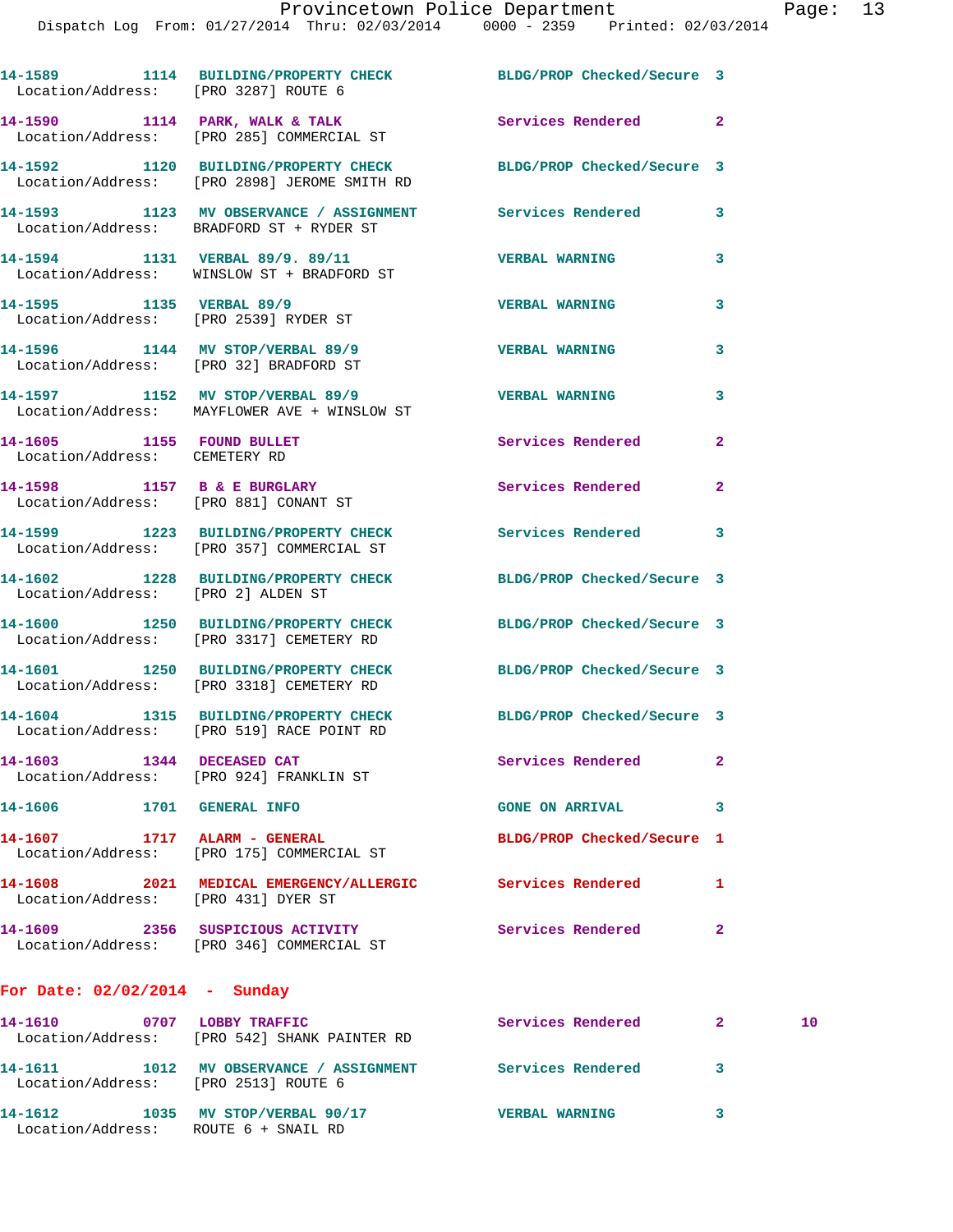| Call Number | Time | Call Reason | Action | Priority | |
|---|---|---|---|---|---|
| 14-1589 | 1114 | BUILDING/PROPERTY CHECK | BLDG/PROP Checked/Secure | 3 | |
| Location/Address: [PRO 3287] ROUTE 6 | | | | | |
| 14-1590 | 1114 | PARK, WALK & TALK | Services Rendered | 2 | |
| Location/Address: [PRO 285] COMMERCIAL ST | | | | | |
| 14-1592 | 1120 | BUILDING/PROPERTY CHECK | BLDG/PROP Checked/Secure | 3 | |
| Location/Address: [PRO 2898] JEROME SMITH RD | | | | | |
| 14-1593 | 1123 | MV OBSERVANCE / ASSIGNMENT | Services Rendered | 3 | |
| Location/Address: BRADFORD ST + RYDER ST | | | | | |
| 14-1594 | 1131 | VERBAL 89/9. 89/11 | VERBAL WARNING | 3 | |
| Location/Address: WINSLOW ST + BRADFORD ST | | | | | |
| 14-1595 | 1135 | VERBAL 89/9 | VERBAL WARNING | 3 | |
| Location/Address: [PRO 2539] RYDER ST | | | | | |
| 14-1596 | 1144 | MV STOP/VERBAL 89/9 | VERBAL WARNING | 3 | |
| Location/Address: [PRO 32] BRADFORD ST | | | | | |
| 14-1597 | 1152 | MV STOP/VERBAL 89/9 | VERBAL WARNING | 3 | |
| Location/Address: MAYFLOWER AVE + WINSLOW ST | | | | | |
| 14-1605 | 1155 | FOUND BULLET | Services Rendered | 2 | |
| Location/Address: CEMETERY RD | | | | | |
| 14-1598 | 1157 | B & E BURGLARY | Services Rendered | 2 | |
| Location/Address: [PRO 881] CONANT ST | | | | | |
| 14-1599 | 1223 | BUILDING/PROPERTY CHECK | Services Rendered | 3 | |
| Location/Address: [PRO 357] COMMERCIAL ST | | | | | |
| 14-1602 | 1228 | BUILDING/PROPERTY CHECK | BLDG/PROP Checked/Secure | 3 | |
| Location/Address: [PRO 2] ALDEN ST | | | | | |
| 14-1600 | 1250 | BUILDING/PROPERTY CHECK | BLDG/PROP Checked/Secure | 3 | |
| Location/Address: [PRO 3317] CEMETERY RD | | | | | |
| 14-1601 | 1250 | BUILDING/PROPERTY CHECK | BLDG/PROP Checked/Secure | 3 | |
| Location/Address: [PRO 3318] CEMETERY RD | | | | | |
| 14-1604 | 1315 | BUILDING/PROPERTY CHECK | BLDG/PROP Checked/Secure | 3 | |
| Location/Address: [PRO 519] RACE POINT RD | | | | | |
| 14-1603 | 1344 | DECEASED CAT | Services Rendered | 2 | |
| Location/Address: [PRO 924] FRANKLIN ST | | | | | |
| 14-1606 | 1701 | GENERAL INFO | GONE ON ARRIVAL | 3 | |
| 14-1607 | 1717 | ALARM - GENERAL | BLDG/PROP Checked/Secure | 1 | |
| Location/Address: [PRO 175] COMMERCIAL ST | | | | | |
| 14-1608 | 2021 | MEDICAL EMERGENCY/ALLERGIC | Services Rendered | 1 | |
| Location/Address: [PRO 431] DYER ST | | | | | |
| 14-1609 | 2356 | SUSPICIOUS ACTIVITY | Services Rendered | 2 | |
| Location/Address: [PRO 346] COMMERCIAL ST | | | | | |

**For Date: 02/02/2014 - Sunday**

| Call Number | Time | Call Reason | Action | Priority | |
|---|---|---|---|---|---|
| 14-1610 | 0707 | LOBBY TRAFFIC | Services Rendered | 2 | 10 |
| Location/Address: [PRO 542] SHANK PAINTER RD | | | | | |
| 14-1611 | 1012 | MV OBSERVANCE / ASSIGNMENT | Services Rendered | 3 | |
| Location/Address: [PRO 2513] ROUTE 6 | | | | | |
| 14-1612 | 1035 | MV STOP/VERBAL 90/17 | VERBAL WARNING | 3 | |
| Location/Address: ROUTE 6 + SNAIL RD | | | | | |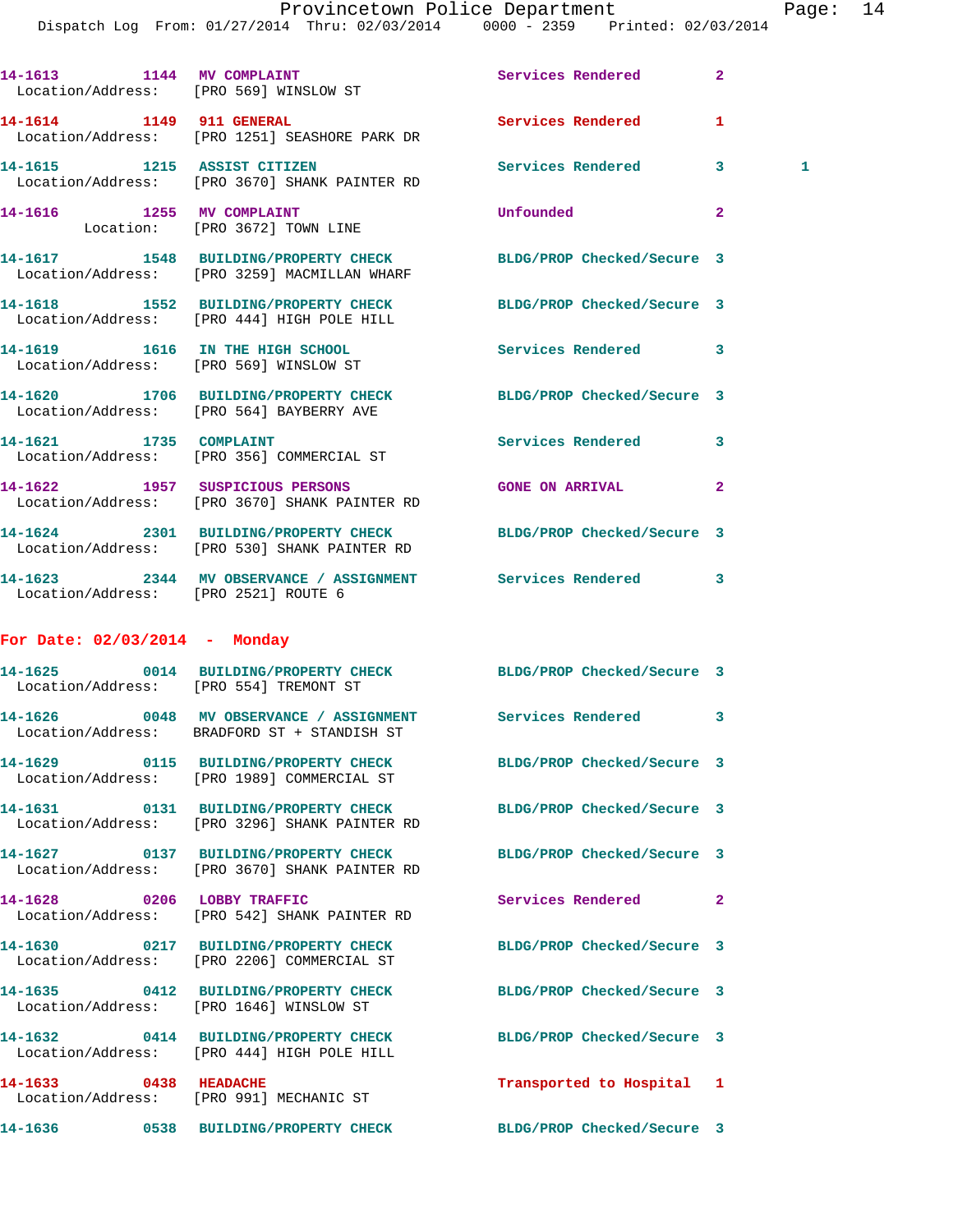14-1613 1144 MV COMPLAINT Services Rendered 2
Location/Address: [PRO 569] WINSLOW ST

14-1614 1149 911 GENERAL Services Rendered 1
Location/Address: [PRO 1251] SEASHORE PARK DR

14-1615 1215 ASSIST CITIZEN Services Rendered 3 1
Location/Address: [PRO 3670] SHANK PAINTER RD

14-1616 1255 MV COMPLAINT Unfounded 2
Location: [PRO 3672] TOWN LINE

14-1617 1548 BUILDING/PROPERTY CHECK BLDG/PROP Checked/Secure 3
Location/Address: [PRO 3259] MACMILLAN WHARF

14-1618 1552 BUILDING/PROPERTY CHECK BLDG/PROP Checked/Secure 3
Location/Address: [PRO 444] HIGH POLE HILL

14-1619 1616 IN THE HIGH SCHOOL Services Rendered 3
Location/Address: [PRO 569] WINSLOW ST

14-1620 1706 BUILDING/PROPERTY CHECK BLDG/PROP Checked/Secure 3
Location/Address: [PRO 564] BAYBERRY AVE

14-1621 1735 COMPLAINT Services Rendered 3
Location/Address: [PRO 356] COMMERCIAL ST

14-1622 1957 SUSPICIOUS PERSONS GONE ON ARRIVAL 2
Location/Address: [PRO 3670] SHANK PAINTER RD

14-1624 2301 BUILDING/PROPERTY CHECK BLDG/PROP Checked/Secure 3
Location/Address: [PRO 530] SHANK PAINTER RD

14-1623 2344 MV OBSERVANCE / ASSIGNMENT Services Rendered 3
Location/Address: [PRO 2521] ROUTE 6

## For Date: 02/03/2014 - Monday

14-1625 0014 BUILDING/PROPERTY CHECK BLDG/PROP Checked/Secure 3
Location/Address: [PRO 554] TREMONT ST

14-1626 0048 MV OBSERVANCE / ASSIGNMENT Services Rendered 3
Location/Address: BRADFORD ST + STANDISH ST

14-1629 0115 BUILDING/PROPERTY CHECK BLDG/PROP Checked/Secure 3
Location/Address: [PRO 1989] COMMERCIAL ST

14-1631 0131 BUILDING/PROPERTY CHECK BLDG/PROP Checked/Secure 3
Location/Address: [PRO 3296] SHANK PAINTER RD

14-1627 0137 BUILDING/PROPERTY CHECK BLDG/PROP Checked/Secure 3
Location/Address: [PRO 3670] SHANK PAINTER RD

14-1628 0206 LOBBY TRAFFIC Services Rendered 2
Location/Address: [PRO 542] SHANK PAINTER RD

14-1630 0217 BUILDING/PROPERTY CHECK BLDG/PROP Checked/Secure 3
Location/Address: [PRO 2206] COMMERCIAL ST

14-1635 0412 BUILDING/PROPERTY CHECK BLDG/PROP Checked/Secure 3
Location/Address: [PRO 1646] WINSLOW ST

14-1632 0414 BUILDING/PROPERTY CHECK BLDG/PROP Checked/Secure 3
Location/Address: [PRO 444] HIGH POLE HILL

14-1633 0438 HEADACHE Transported to Hospital 1
Location/Address: [PRO 991] MECHANIC ST

14-1636 0538 BUILDING/PROPERTY CHECK BLDG/PROP Checked/Secure 3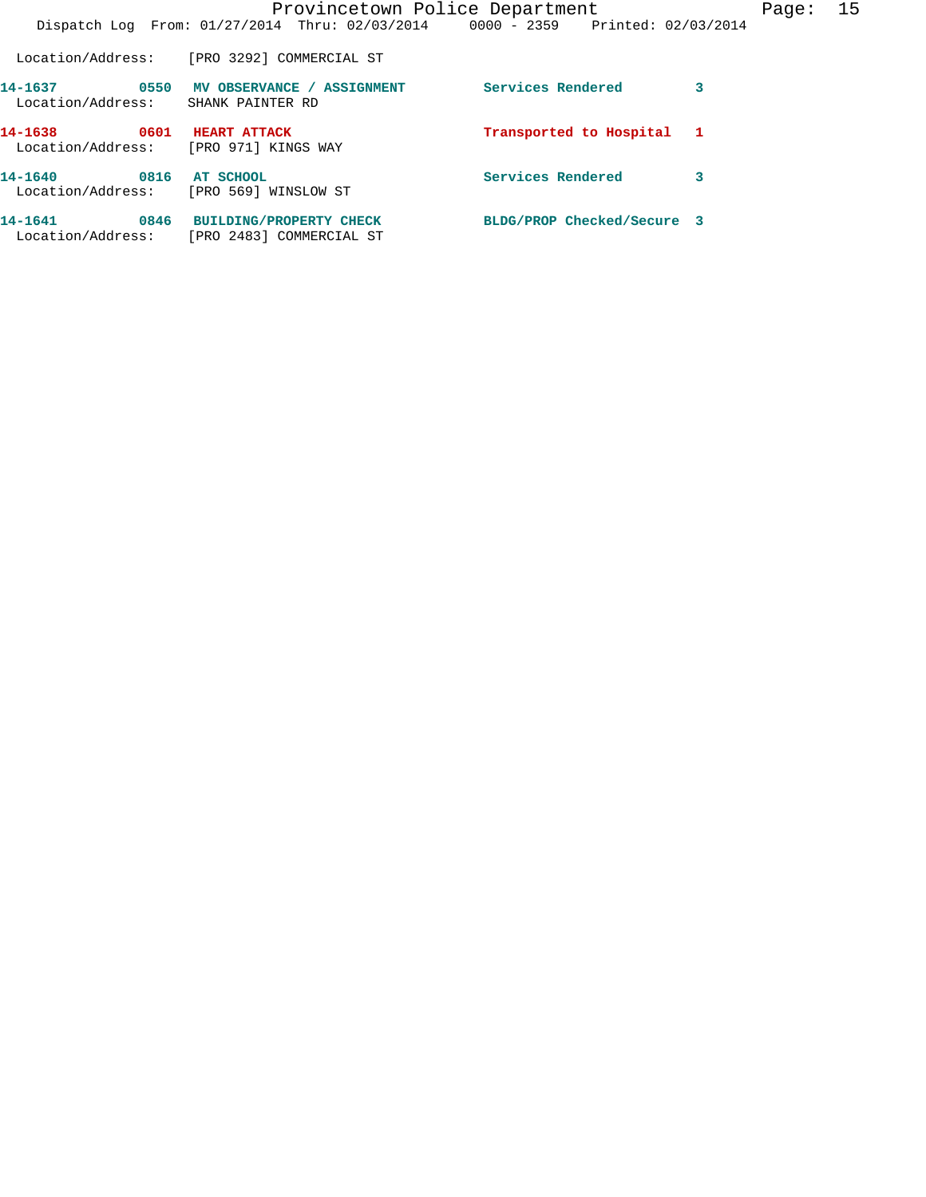Location/Address: [PRO 3292] COMMERCIAL ST

**14-1637 0550 MV OBSERVANCE / ASSIGNMENT** Services Rendered 3
Location/Address: SHANK PAINTER RD

**14-1638 0601 HEART ATTACK** Transported to Hospital 1
Location/Address: [PRO 971] KINGS WAY

**14-1640 0816 AT SCHOOL** Services Rendered 3
Location/Address: [PRO 569] WINSLOW ST

**14-1641 0846 BUILDING/PROPERTY CHECK** BLDG/PROP Checked/Secure 3
Location/Address: [PRO 2483] COMMERCIAL ST